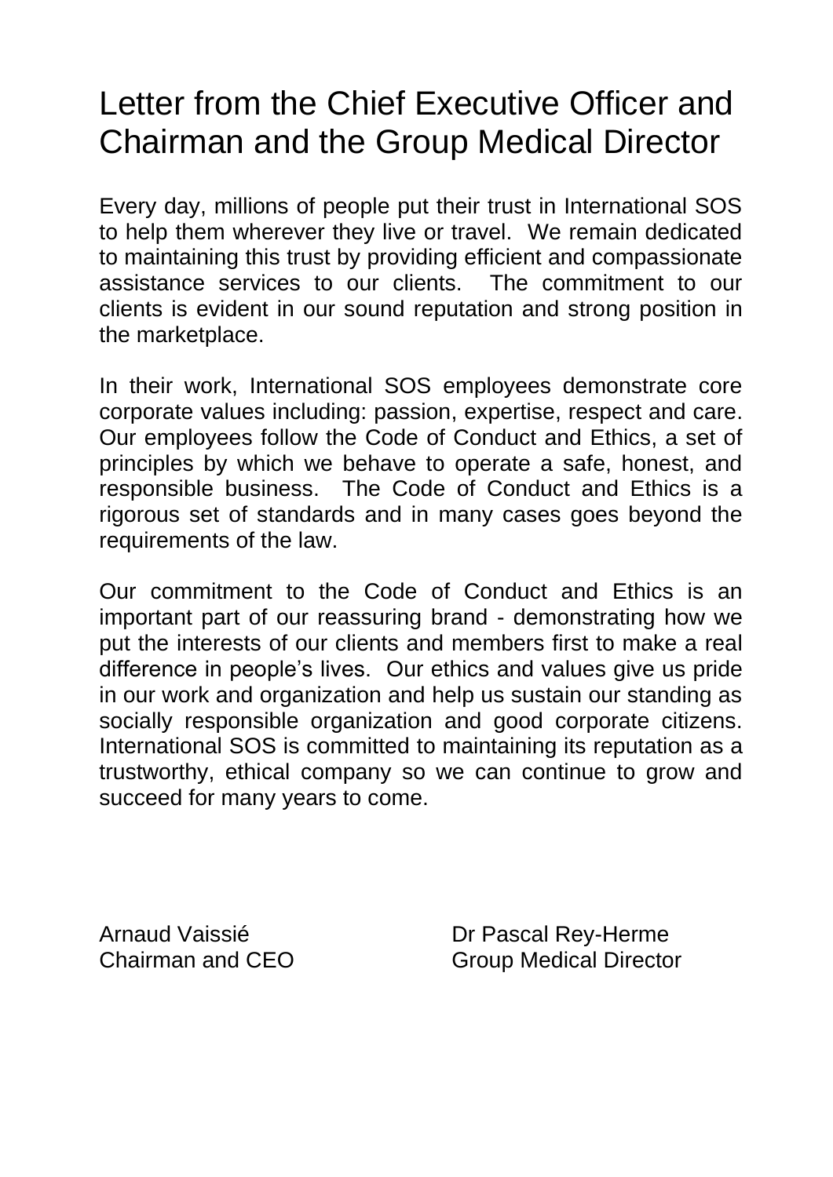# Letter from the Chief Executive Officer and Chairman and the Group Medical Director

Every day, millions of people put their trust in International SOS to help them wherever they live or travel. We remain dedicated to maintaining this trust by providing efficient and compassionate assistance services to our clients. The commitment to our clients is evident in our sound reputation and strong position in the marketplace.

In their work, International SOS employees demonstrate core corporate values including: passion, expertise, respect and care. Our employees follow the Code of Conduct and Ethics, a set of principles by which we behave to operate a safe, honest, and responsible business. The Code of Conduct and Ethics is a rigorous set of standards and in many cases goes beyond the requirements of the law.

Our commitment to the Code of Conduct and Ethics is an important part of our reassuring brand - demonstrating how we put the interests of our clients and members first to make a real difference in people's lives. Our ethics and values give us pride in our work and organization and help us sustain our standing as socially responsible organization and good corporate citizens. International SOS is committed to maintaining its reputation as a trustworthy, ethical company so we can continue to grow and succeed for many years to come.

Arnaud Vaissié
Chairman and CEO

Dr Pascal Rey-Herme
Group Medical Director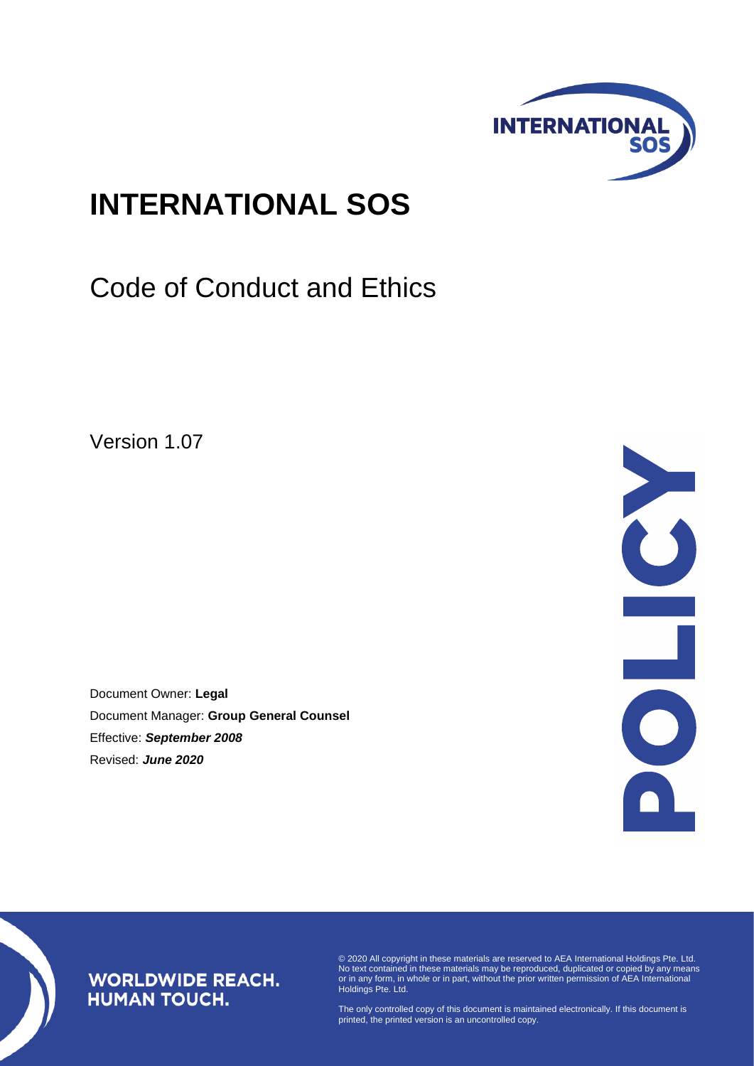# INTERNATIONAL SOS

## Code of Conduct and Ethics

Version 1.07

Document Owner: **Legal**

Document Manager: **Group General Counsel**

Effective: ***September 2008***

Revised: ***June 2020***

**WORLDWIDE REACH. HUMAN TOUCH.**

© 2020 All copyright in these materials are reserved to AEA International Holdings Pte. Ltd. No text contained in these materials may be reproduced, duplicated or copied by any means or in any form, in whole or in part, without the prior written permission of AEA International Holdings Pte. Ltd.

The only controlled copy of this document is maintained electronically. If this document is printed, the printed version is an uncontrolled copy.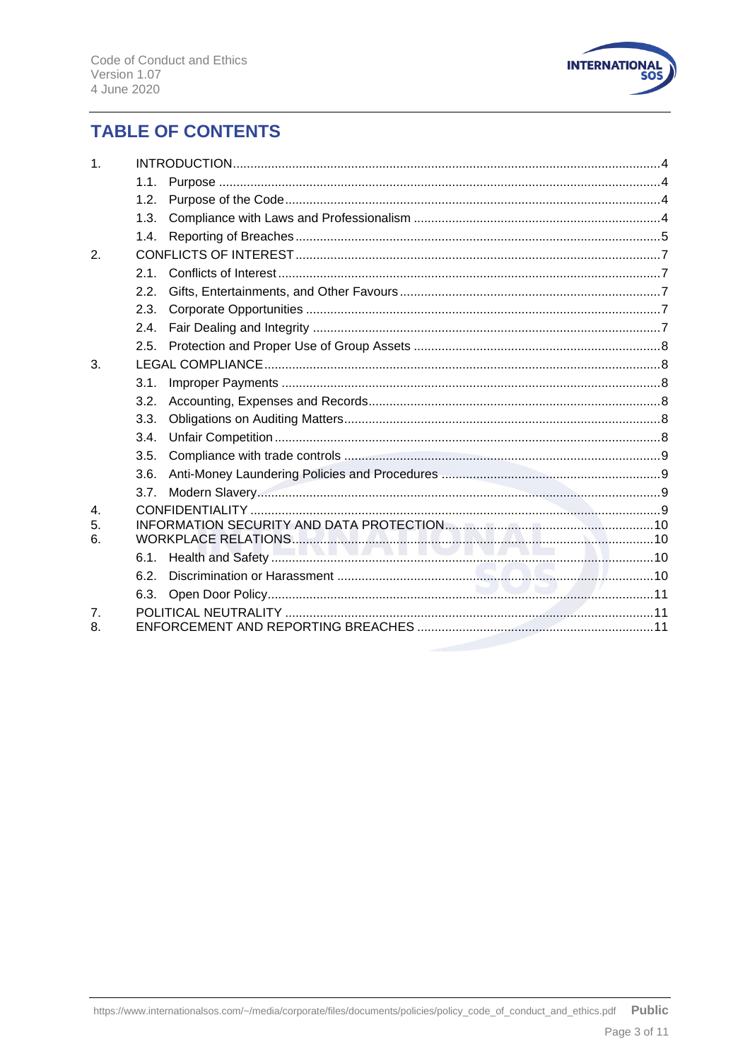# TABLE OF CONTENTS

1. INTRODUCTION ... 4
   - 1.1. Purpose ... 4
   - 1.2. Purpose of the Code ... 4
   - 1.3. Compliance with Laws and Professionalism ... 4
   - 1.4. Reporting of Breaches ... 5
2. CONFLICTS OF INTEREST ... 7
   - 2.1. Conflicts of Interest ... 7
   - 2.2. Gifts, Entertainments, and Other Favours ... 7
   - 2.3. Corporate Opportunities ... 7
   - 2.4. Fair Dealing and Integrity ... 7
   - 2.5. Protection and Proper Use of Group Assets ... 8
3. LEGAL COMPLIANCE ... 8
   - 3.1. Improper Payments ... 8
   - 3.2. Accounting, Expenses and Records ... 8
   - 3.3. Obligations on Auditing Matters ... 8
   - 3.4. Unfair Competition ... 8
   - 3.5. Compliance with trade controls ... 9
   - 3.6. Anti-Money Laundering Policies and Procedures ... 9
   - 3.7. Modern Slavery ... 9
4. CONFIDENTIALITY ... 9
5. INFORMATION SECURITY AND DATA PROTECTION ... 10
6. WORKPLACE RELATIONS ... 10
   - 6.1. Health and Safety ... 10
   - 6.2. Discrimination or Harassment ... 10
   - 6.3. Open Door Policy ... 11
7. POLITICAL NEUTRALITY ... 11
8. ENFORCEMENT AND REPORTING BREACHES ... 11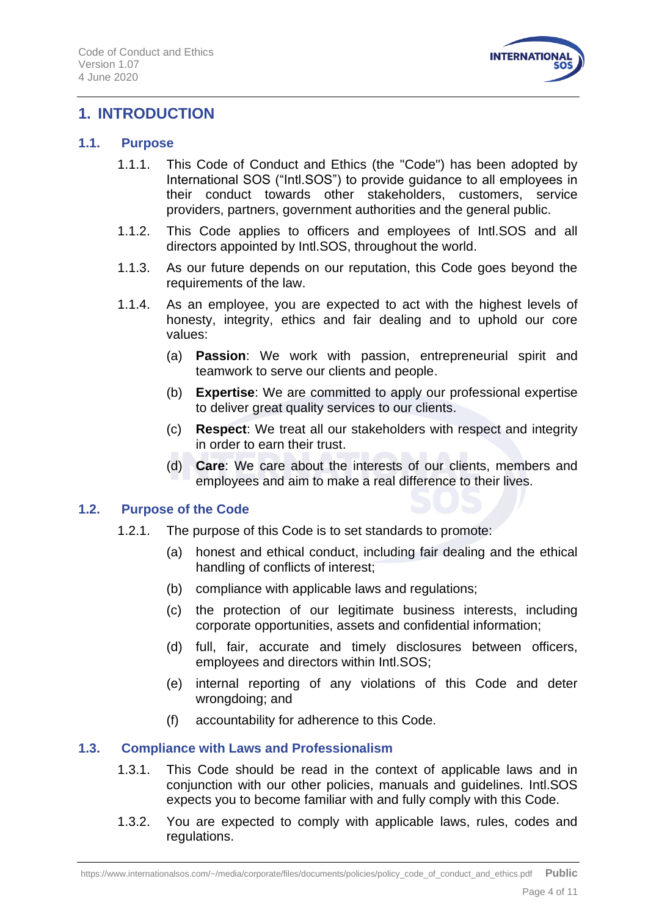# 1. INTRODUCTION

## 1.1. Purpose

1.1.1. This Code of Conduct and Ethics (the "Code") has been adopted by International SOS ("Intl.SOS") to provide guidance to all employees in their conduct towards other stakeholders, customers, service providers, partners, government authorities and the general public.

1.1.2. This Code applies to officers and employees of Intl.SOS and all directors appointed by Intl.SOS, throughout the world.

1.1.3. As our future depends on our reputation, this Code goes beyond the requirements of the law.

1.1.4. As an employee, you are expected to act with the highest levels of honesty, integrity, ethics and fair dealing and to uphold our core values:

(a) **Passion**: We work with passion, entrepreneurial spirit and teamwork to serve our clients and people.

(b) **Expertise**: We are committed to apply our professional expertise to deliver great quality services to our clients.

(c) **Respect**: We treat all our stakeholders with respect and integrity in order to earn their trust.

(d) **Care**: We care about the interests of our clients, members and employees and aim to make a real difference to their lives.

## 1.2. Purpose of the Code

1.2.1. The purpose of this Code is to set standards to promote:

(a) honest and ethical conduct, including fair dealing and the ethical handling of conflicts of interest;

(b) compliance with applicable laws and regulations;

(c) the protection of our legitimate business interests, including corporate opportunities, assets and confidential information;

(d) full, fair, accurate and timely disclosures between officers, employees and directors within Intl.SOS;

(e) internal reporting of any violations of this Code and deter wrongdoing; and

(f) accountability for adherence to this Code.

## 1.3. Compliance with Laws and Professionalism

1.3.1. This Code should be read in the context of applicable laws and in conjunction with our other policies, manuals and guidelines. Intl.SOS expects you to become familiar with and fully comply with this Code.

1.3.2. You are expected to comply with applicable laws, rules, codes and regulations.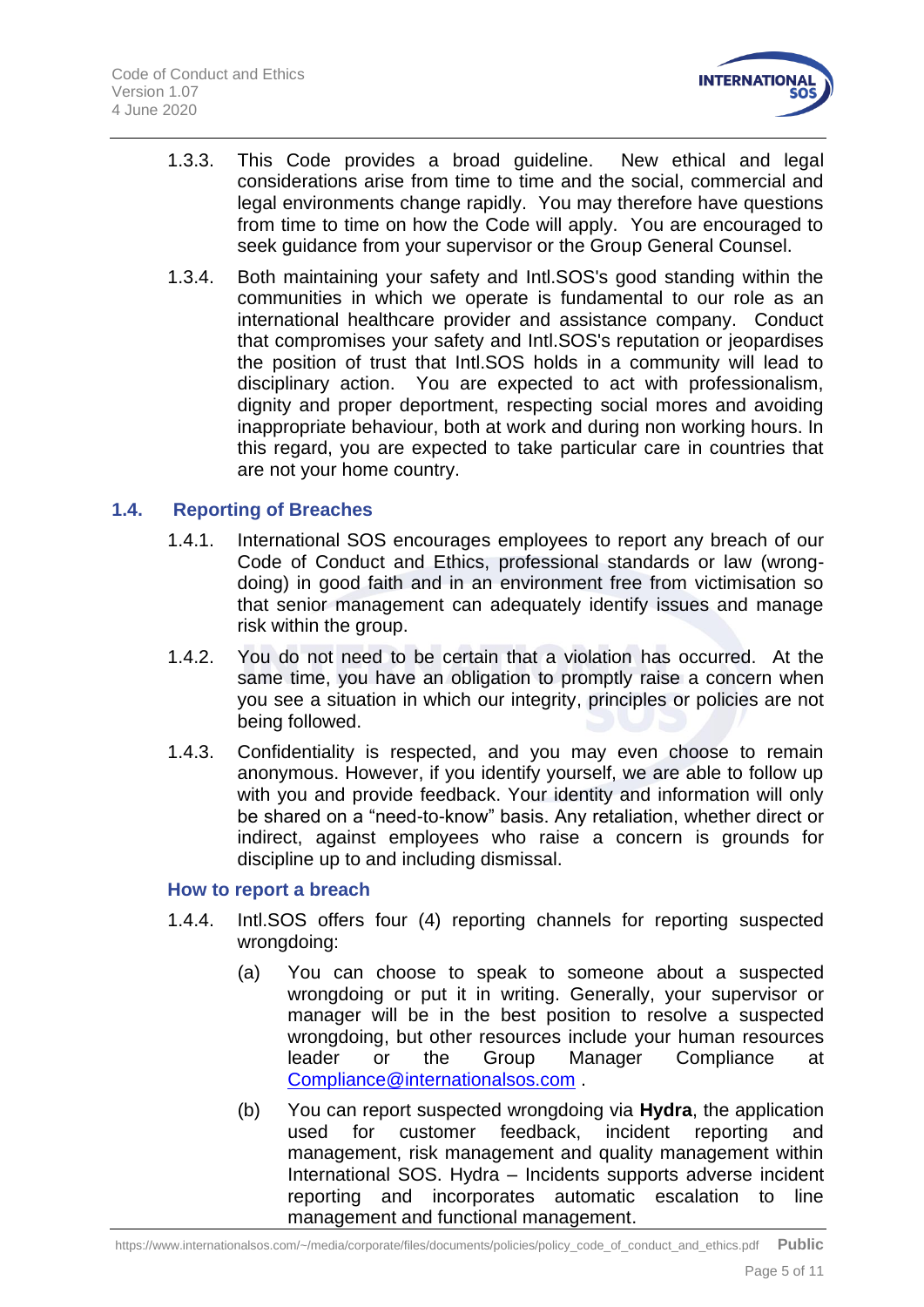1.3.3. This Code provides a broad guideline. New ethical and legal considerations arise from time to time and the social, commercial and legal environments change rapidly. You may therefore have questions from time to time on how the Code will apply. You are encouraged to seek guidance from your supervisor or the Group General Counsel.

1.3.4. Both maintaining your safety and Intl.SOS's good standing within the communities in which we operate is fundamental to our role as an international healthcare provider and assistance company. Conduct that compromises your safety and Intl.SOS's reputation or jeopardises the position of trust that Intl.SOS holds in a community will lead to disciplinary action. You are expected to act with professionalism, dignity and proper deportment, respecting social mores and avoiding inappropriate behaviour, both at work and during non working hours. In this regard, you are expected to take particular care in countries that are not your home country.

## 1.4. Reporting of Breaches

1.4.1. International SOS encourages employees to report any breach of our Code of Conduct and Ethics, professional standards or law (wrong-doing) in good faith and in an environment free from victimisation so that senior management can adequately identify issues and manage risk within the group.

1.4.2. You do not need to be certain that a violation has occurred. At the same time, you have an obligation to promptly raise a concern when you see a situation in which our integrity, principles or policies are not being followed.

1.4.3. Confidentiality is respected, and you may even choose to remain anonymous. However, if you identify yourself, we are able to follow up with you and provide feedback. Your identity and information will only be shared on a "need-to-know" basis. Any retaliation, whether direct or indirect, against employees who raise a concern is grounds for discipline up to and including dismissal.

### How to report a breach

1.4.4. Intl.SOS offers four (4) reporting channels for reporting suspected wrongdoing:

(a) You can choose to speak to someone about a suspected wrongdoing or put it in writing. Generally, your supervisor or manager will be in the best position to resolve a suspected wrongdoing, but other resources include your human resources leader or the Group Manager Compliance at Compliance@internationalsos.com .

(b) You can report suspected wrongdoing via **Hydra**, the application used for customer feedback, incident reporting and management, risk management and quality management within International SOS. Hydra – Incidents supports adverse incident reporting and incorporates automatic escalation to line management and functional management.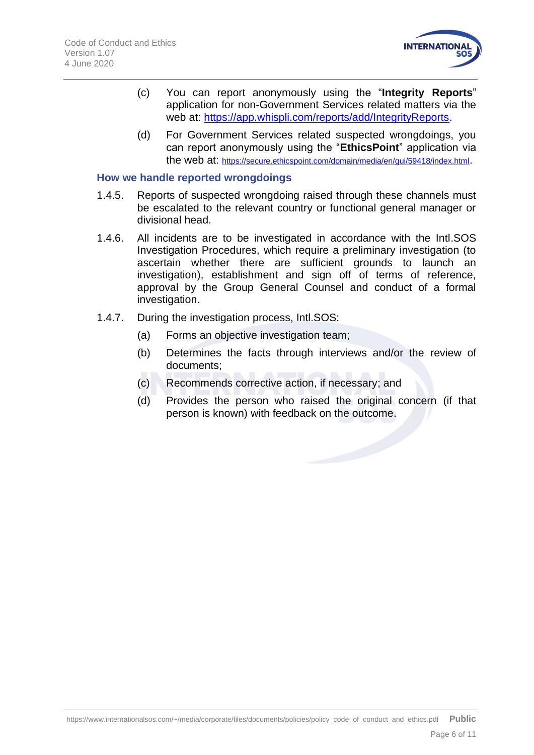(c) You can report anonymously using the "**Integrity Reports**" application for non-Government Services related matters via the web at: https://app.whispli.com/reports/add/IntegrityReports.

(d) For Government Services related suspected wrongdoings, you can report anonymously using the "**EthicsPoint**" application via the web at: https://secure.ethicspoint.com/domain/media/en/gui/59418/index.html.

### How we handle reported wrongdoings

1.4.5. Reports of suspected wrongdoing raised through these channels must be escalated to the relevant country or functional general manager or divisional head.

1.4.6. All incidents are to be investigated in accordance with the Intl.SOS Investigation Procedures, which require a preliminary investigation (to ascertain whether there are sufficient grounds to launch an investigation), establishment and sign off of terms of reference, approval by the Group General Counsel and conduct of a formal investigation.

1.4.7. During the investigation process, Intl.SOS:

(a) Forms an objective investigation team;

(b) Determines the facts through interviews and/or the review of documents;

(c) Recommends corrective action, if necessary; and

(d) Provides the person who raised the original concern (if that person is known) with feedback on the outcome.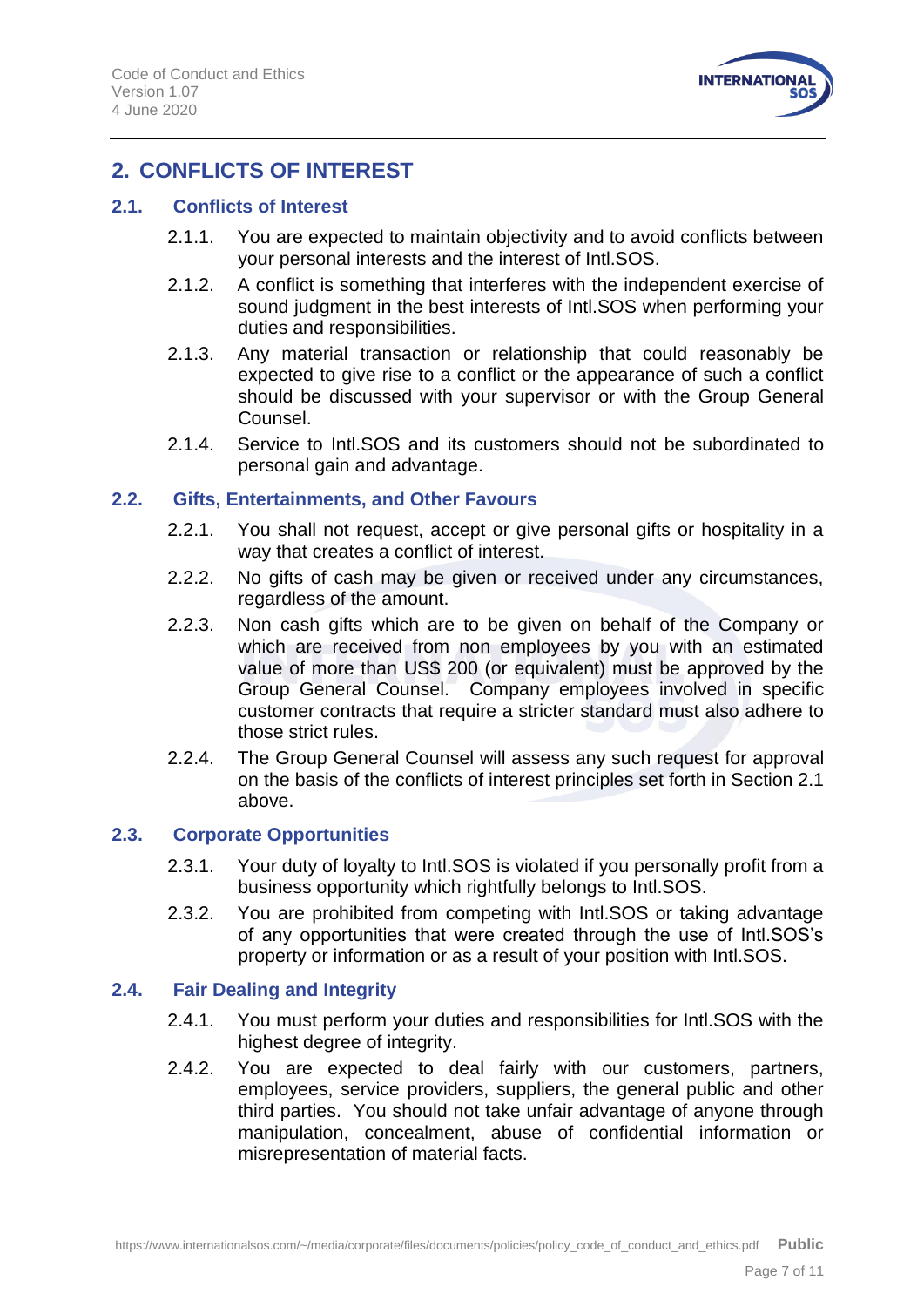## 2. CONFLICTS OF INTEREST

### 2.1. Conflicts of Interest

2.1.1. You are expected to maintain objectivity and to avoid conflicts between your personal interests and the interest of Intl.SOS.

2.1.2. A conflict is something that interferes with the independent exercise of sound judgment in the best interests of Intl.SOS when performing your duties and responsibilities.

2.1.3. Any material transaction or relationship that could reasonably be expected to give rise to a conflict or the appearance of such a conflict should be discussed with your supervisor or with the Group General Counsel.

2.1.4. Service to Intl.SOS and its customers should not be subordinated to personal gain and advantage.

### 2.2. Gifts, Entertainments, and Other Favours

2.2.1. You shall not request, accept or give personal gifts or hospitality in a way that creates a conflict of interest.

2.2.2. No gifts of cash may be given or received under any circumstances, regardless of the amount.

2.2.3. Non cash gifts which are to be given on behalf of the Company or which are received from non employees by you with an estimated value of more than US$ 200 (or equivalent) must be approved by the Group General Counsel. Company employees involved in specific customer contracts that require a stricter standard must also adhere to those strict rules.

2.2.4. The Group General Counsel will assess any such request for approval on the basis of the conflicts of interest principles set forth in Section 2.1 above.

### 2.3. Corporate Opportunities

2.3.1. Your duty of loyalty to Intl.SOS is violated if you personally profit from a business opportunity which rightfully belongs to Intl.SOS.

2.3.2. You are prohibited from competing with Intl.SOS or taking advantage of any opportunities that were created through the use of Intl.SOS's property or information or as a result of your position with Intl.SOS.

### 2.4. Fair Dealing and Integrity

2.4.1. You must perform your duties and responsibilities for Intl.SOS with the highest degree of integrity.

2.4.2. You are expected to deal fairly with our customers, partners, employees, service providers, suppliers, the general public and other third parties. You should not take unfair advantage of anyone through manipulation, concealment, abuse of confidential information or misrepresentation of material facts.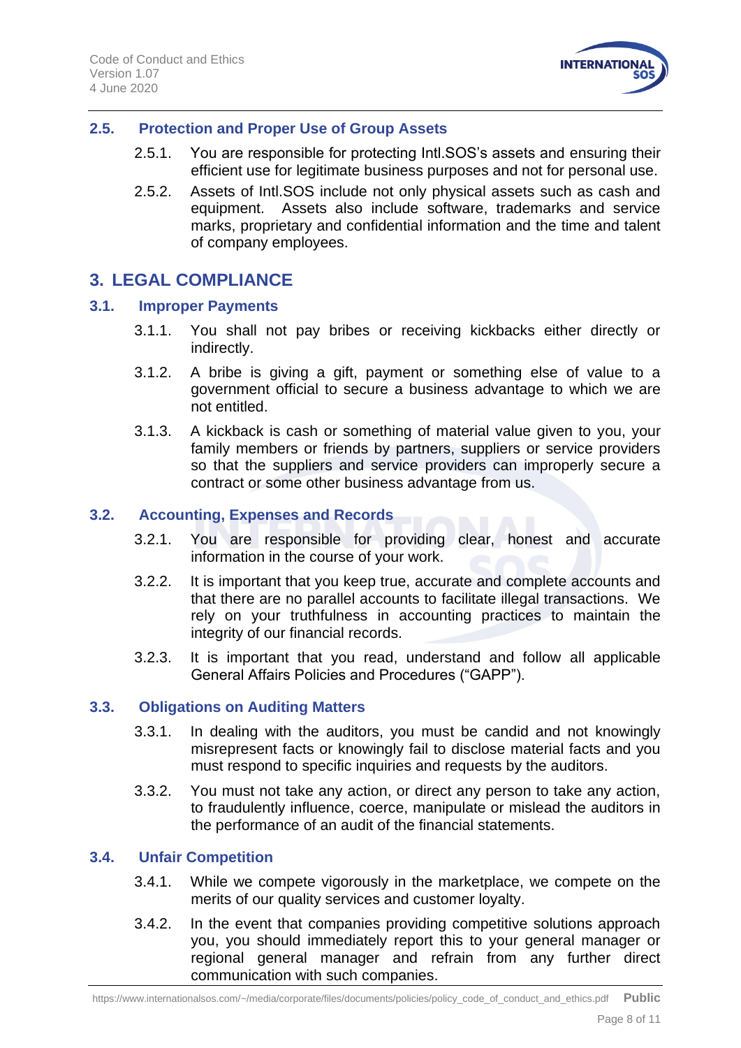### 2.5. Protection and Proper Use of Group Assets

2.5.1. You are responsible for protecting Intl.SOS's assets and ensuring their efficient use for legitimate business purposes and not for personal use.

2.5.2. Assets of Intl.SOS include not only physical assets such as cash and equipment. Assets also include software, trademarks and service marks, proprietary and confidential information and the time and talent of company employees.

## 3. LEGAL COMPLIANCE

### 3.1. Improper Payments

3.1.1. You shall not pay bribes or receiving kickbacks either directly or indirectly.

3.1.2. A bribe is giving a gift, payment or something else of value to a government official to secure a business advantage to which we are not entitled.

3.1.3. A kickback is cash or something of material value given to you, your family members or friends by partners, suppliers or service providers so that the suppliers and service providers can improperly secure a contract or some other business advantage from us.

### 3.2. Accounting, Expenses and Records

3.2.1. You are responsible for providing clear, honest and accurate information in the course of your work.

3.2.2. It is important that you keep true, accurate and complete accounts and that there are no parallel accounts to facilitate illegal transactions. We rely on your truthfulness in accounting practices to maintain the integrity of our financial records.

3.2.3. It is important that you read, understand and follow all applicable General Affairs Policies and Procedures ("GAPP").

### 3.3. Obligations on Auditing Matters

3.3.1. In dealing with the auditors, you must be candid and not knowingly misrepresent facts or knowingly fail to disclose material facts and you must respond to specific inquiries and requests by the auditors.

3.3.2. You must not take any action, or direct any person to take any action, to fraudulently influence, coerce, manipulate or mislead the auditors in the performance of an audit of the financial statements.

### 3.4. Unfair Competition

3.4.1. While we compete vigorously in the marketplace, we compete on the merits of our quality services and customer loyalty.

3.4.2. In the event that companies providing competitive solutions approach you, you should immediately report this to your general manager or regional general manager and refrain from any further direct communication with such companies.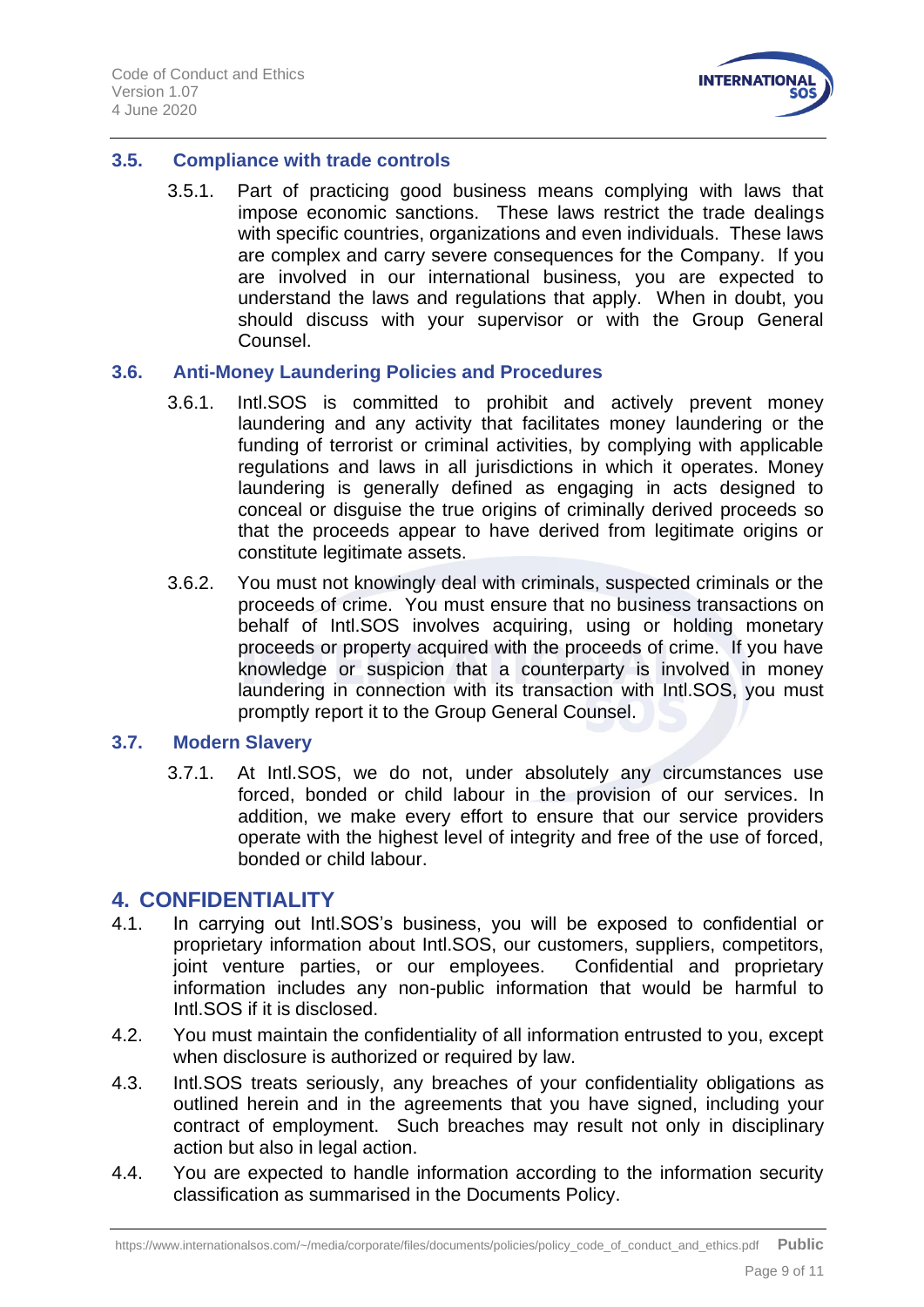### 3.5. Compliance with trade controls

3.5.1. Part of practicing good business means complying with laws that impose economic sanctions. These laws restrict the trade dealings with specific countries, organizations and even individuals. These laws are complex and carry severe consequences for the Company. If you are involved in our international business, you are expected to understand the laws and regulations that apply. When in doubt, you should discuss with your supervisor or with the Group General Counsel.

### 3.6. Anti-Money Laundering Policies and Procedures

3.6.1. Intl.SOS is committed to prohibit and actively prevent money laundering and any activity that facilitates money laundering or the funding of terrorist or criminal activities, by complying with applicable regulations and laws in all jurisdictions in which it operates. Money laundering is generally defined as engaging in acts designed to conceal or disguise the true origins of criminally derived proceeds so that the proceeds appear to have derived from legitimate origins or constitute legitimate assets.

3.6.2. You must not knowingly deal with criminals, suspected criminals or the proceeds of crime. You must ensure that no business transactions on behalf of Intl.SOS involves acquiring, using or holding monetary proceeds or property acquired with the proceeds of crime. If you have knowledge or suspicion that a counterparty is involved in money laundering in connection with its transaction with Intl.SOS, you must promptly report it to the Group General Counsel.

### 3.7. Modern Slavery

3.7.1. At Intl.SOS, we do not, under absolutely any circumstances use forced, bonded or child labour in the provision of our services. In addition, we make every effort to ensure that our service providers operate with the highest level of integrity and free of the use of forced, bonded or child labour.

## 4. CONFIDENTIALITY

4.1. In carrying out Intl.SOS's business, you will be exposed to confidential or proprietary information about Intl.SOS, our customers, suppliers, competitors, joint venture parties, or our employees. Confidential and proprietary information includes any non-public information that would be harmful to Intl.SOS if it is disclosed.

4.2. You must maintain the confidentiality of all information entrusted to you, except when disclosure is authorized or required by law.

4.3. Intl.SOS treats seriously, any breaches of your confidentiality obligations as outlined herein and in the agreements that you have signed, including your contract of employment. Such breaches may result not only in disciplinary action but also in legal action.

4.4. You are expected to handle information according to the information security classification as summarised in the Documents Policy.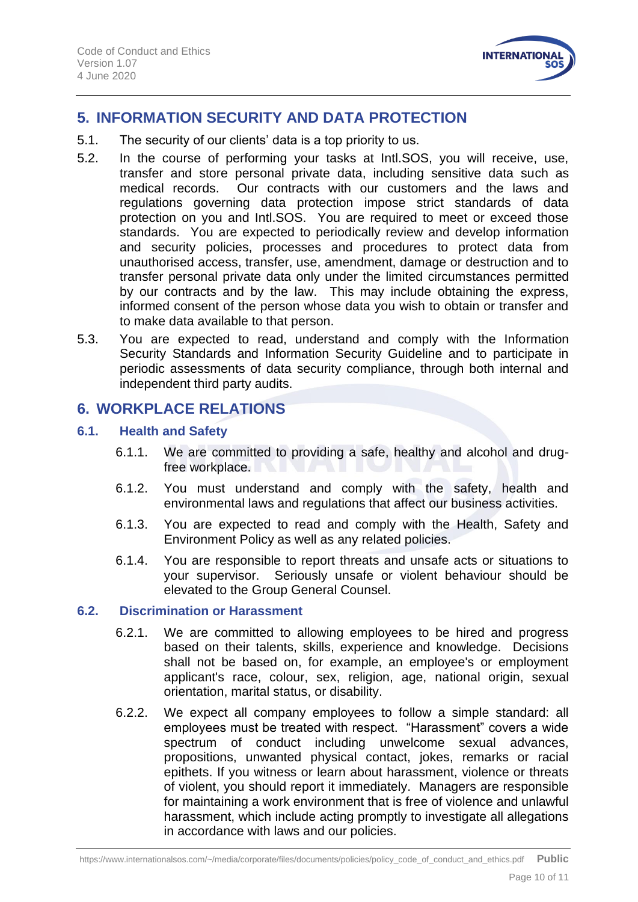## 5. INFORMATION SECURITY AND DATA PROTECTION

5.1. The security of our clients' data is a top priority to us.

5.2. In the course of performing your tasks at Intl.SOS, you will receive, use, transfer and store personal private data, including sensitive data such as medical records. Our contracts with our customers and the laws and regulations governing data protection impose strict standards of data protection on you and Intl.SOS. You are required to meet or exceed those standards. You are expected to periodically review and develop information and security policies, processes and procedures to protect data from unauthorised access, transfer, use, amendment, damage or destruction and to transfer personal private data only under the limited circumstances permitted by our contracts and by the law. This may include obtaining the express, informed consent of the person whose data you wish to obtain or transfer and to make data available to that person.

5.3. You are expected to read, understand and comply with the Information Security Standards and Information Security Guideline and to participate in periodic assessments of data security compliance, through both internal and independent third party audits.

## 6. WORKPLACE RELATIONS

### 6.1. Health and Safety

6.1.1. We are committed to providing a safe, healthy and alcohol and drug-free workplace.

6.1.2. You must understand and comply with the safety, health and environmental laws and regulations that affect our business activities.

6.1.3. You are expected to read and comply with the Health, Safety and Environment Policy as well as any related policies.

6.1.4. You are responsible to report threats and unsafe acts or situations to your supervisor. Seriously unsafe or violent behaviour should be elevated to the Group General Counsel.

### 6.2. Discrimination or Harassment

6.2.1. We are committed to allowing employees to be hired and progress based on their talents, skills, experience and knowledge. Decisions shall not be based on, for example, an employee's or employment applicant's race, colour, sex, religion, age, national origin, sexual orientation, marital status, or disability.

6.2.2. We expect all company employees to follow a simple standard: all employees must be treated with respect. "Harassment" covers a wide spectrum of conduct including unwelcome sexual advances, propositions, unwanted physical contact, jokes, remarks or racial epithets. If you witness or learn about harassment, violence or threats of violent, you should report it immediately. Managers are responsible for maintaining a work environment that is free of violence and unlawful harassment, which include acting promptly to investigate all allegations in accordance with laws and our policies.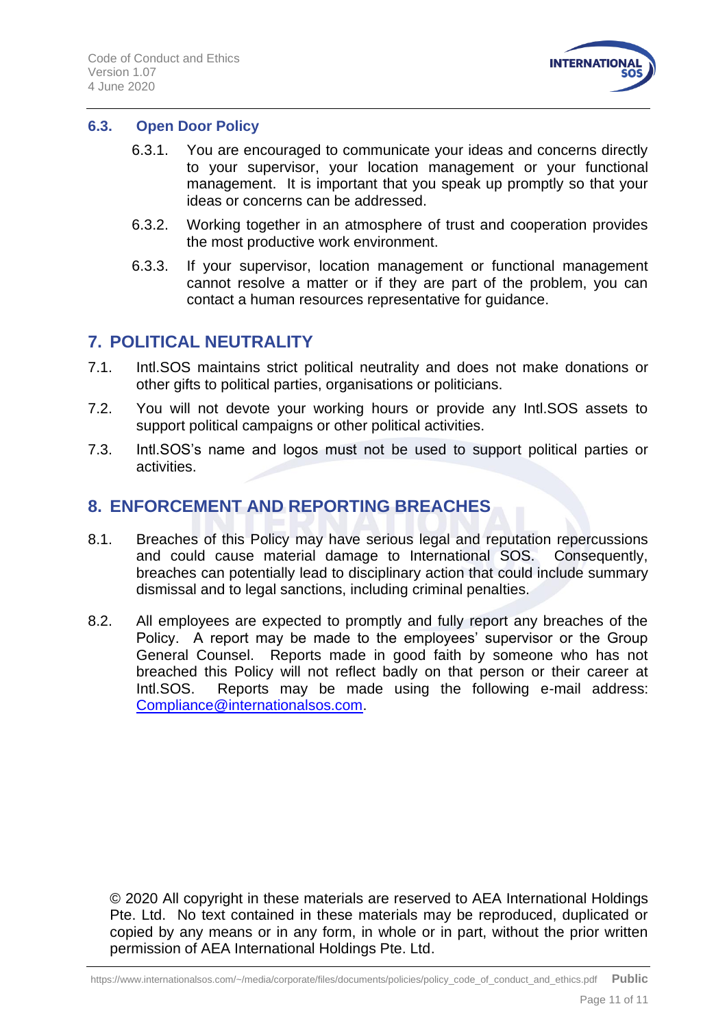### 6.3. Open Door Policy

6.3.1. You are encouraged to communicate your ideas and concerns directly to your supervisor, your location management or your functional management. It is important that you speak up promptly so that your ideas or concerns can be addressed.

6.3.2. Working together in an atmosphere of trust and cooperation provides the most productive work environment.

6.3.3. If your supervisor, location management or functional management cannot resolve a matter or if they are part of the problem, you can contact a human resources representative for guidance.

## 7. POLITICAL NEUTRALITY

7.1. Intl.SOS maintains strict political neutrality and does not make donations or other gifts to political parties, organisations or politicians.

7.2. You will not devote your working hours or provide any Intl.SOS assets to support political campaigns or other political activities.

7.3. Intl.SOS's name and logos must not be used to support political parties or activities.

## 8. ENFORCEMENT AND REPORTING BREACHES

8.1. Breaches of this Policy may have serious legal and reputation repercussions and could cause material damage to International SOS. Consequently, breaches can potentially lead to disciplinary action that could include summary dismissal and to legal sanctions, including criminal penalties.

8.2. All employees are expected to promptly and fully report any breaches of the Policy. A report may be made to the employees' supervisor or the Group General Counsel. Reports made in good faith by someone who has not breached this Policy will not reflect badly on that person or their career at Intl.SOS. Reports may be made using the following e-mail address: Compliance@internationalsos.com.

© 2020 All copyright in these materials are reserved to AEA International Holdings Pte. Ltd. No text contained in these materials may be reproduced, duplicated or copied by any means or in any form, in whole or in part, without the prior written permission of AEA International Holdings Pte. Ltd.